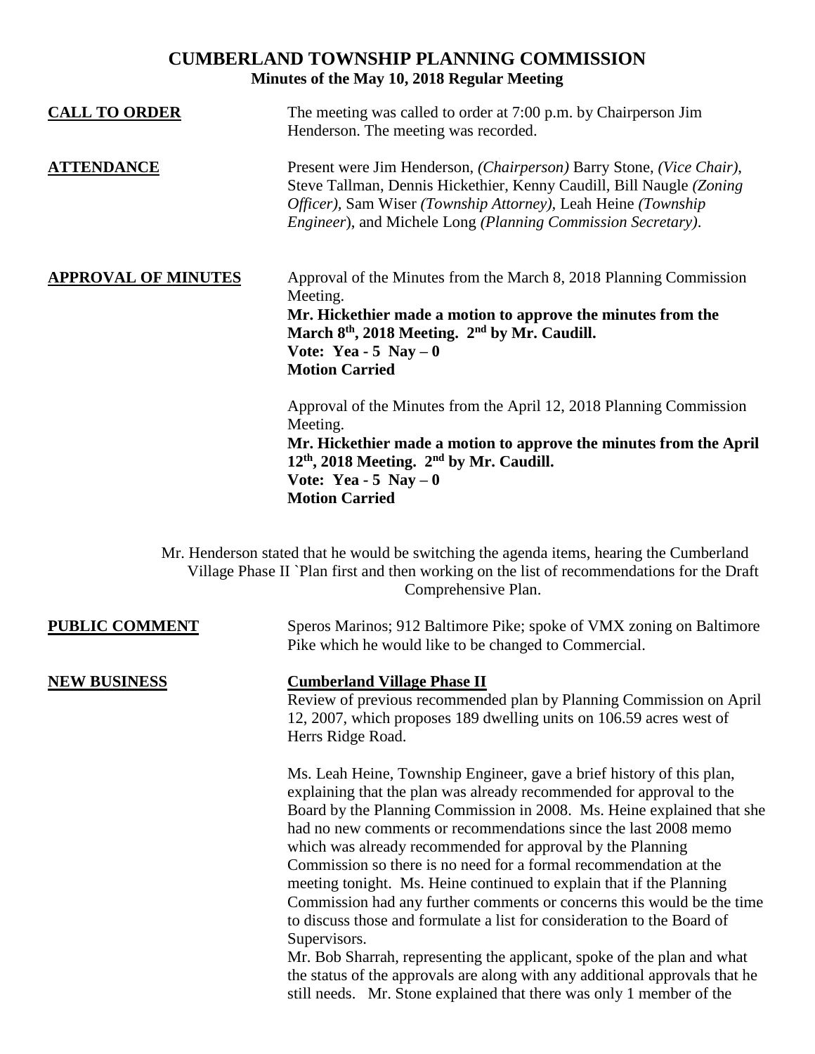# CUMBERLAND TOWNSHIP PLANNING COMMISSION

## Minutes of the May 10, 2018 Regular Meeting

**CALL TO ORDER**

The meeting was called to order at 7:00 p.m. by Chairperson Jim Henderson. The meeting was recorded.

**ATTENDANCE**

Present were Jim Henderson, *(Chairperson)* Barry Stone, *(Vice Chair)*, Steve Tallman, Dennis Hickethier, Kenny Caudill, Bill Naugle *(Zoning Officer)*, Sam Wiser *(Township Attorney)*, Leah Heine *(Township Engineer*), and Michele Long *(Planning Commission Secretary)*.

**APPROVAL OF MINUTES**

Approval of the Minutes from the March 8, 2018 Planning Commission Meeting.

**Mr. Hickethier made a motion to approve the minutes from the March 8th, 2018 Meeting. 2nd by Mr. Caudill.**
**Vote: Yea - 5 Nay – 0**
**Motion Carried**

Approval of the Minutes from the April 12, 2018 Planning Commission Meeting.

**Mr. Hickethier made a motion to approve the minutes from the April 12th, 2018 Meeting. 2nd by Mr. Caudill.**
**Vote: Yea - 5 Nay – 0**
**Motion Carried**

Mr. Henderson stated that he would be switching the agenda items, hearing the Cumberland Village Phase II `Plan first and then working on the list of recommendations for the Draft Comprehensive Plan.

**PUBLIC COMMENT**

Speros Marinos; 912 Baltimore Pike; spoke of VMX zoning on Baltimore Pike which he would like to be changed to Commercial.

**NEW BUSINESS**

**Cumberland Village Phase II**

Review of previous recommended plan by Planning Commission on April 12, 2007, which proposes 189 dwelling units on 106.59 acres west of Herrs Ridge Road.

Ms. Leah Heine, Township Engineer, gave a brief history of this plan, explaining that the plan was already recommended for approval to the Board by the Planning Commission in 2008. Ms. Heine explained that she had no new comments or recommendations since the last 2008 memo which was already recommended for approval by the Planning Commission so there is no need for a formal recommendation at the meeting tonight. Ms. Heine continued to explain that if the Planning Commission had any further comments or concerns this would be the time to discuss those and formulate a list for consideration to the Board of Supervisors.

Mr. Bob Sharrah, representing the applicant, spoke of the plan and what the status of the approvals are along with any additional approvals that he still needs. Mr. Stone explained that there was only 1 member of the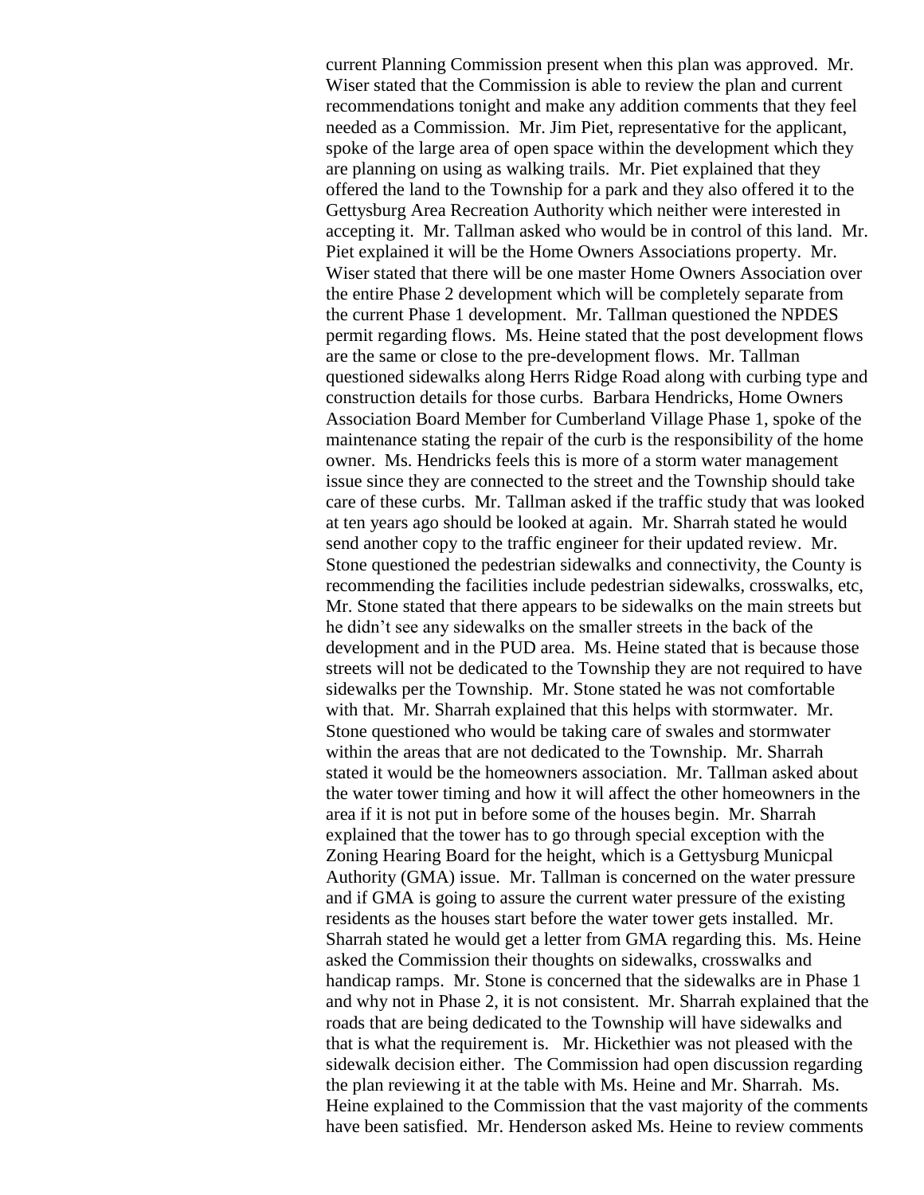current Planning Commission present when this plan was approved. Mr. Wiser stated that the Commission is able to review the plan and current recommendations tonight and make any addition comments that they feel needed as a Commission. Mr. Jim Piet, representative for the applicant, spoke of the large area of open space within the development which they are planning on using as walking trails. Mr. Piet explained that they offered the land to the Township for a park and they also offered it to the Gettysburg Area Recreation Authority which neither were interested in accepting it. Mr. Tallman asked who would be in control of this land. Mr. Piet explained it will be the Home Owners Associations property. Mr. Wiser stated that there will be one master Home Owners Association over the entire Phase 2 development which will be completely separate from the current Phase 1 development. Mr. Tallman questioned the NPDES permit regarding flows. Ms. Heine stated that the post development flows are the same or close to the pre-development flows. Mr. Tallman questioned sidewalks along Herrs Ridge Road along with curbing type and construction details for those curbs. Barbara Hendricks, Home Owners Association Board Member for Cumberland Village Phase 1, spoke of the maintenance stating the repair of the curb is the responsibility of the home owner. Ms. Hendricks feels this is more of a storm water management issue since they are connected to the street and the Township should take care of these curbs. Mr. Tallman asked if the traffic study that was looked at ten years ago should be looked at again. Mr. Sharrah stated he would send another copy to the traffic engineer for their updated review. Mr. Stone questioned the pedestrian sidewalks and connectivity, the County is recommending the facilities include pedestrian sidewalks, crosswalks, etc, Mr. Stone stated that there appears to be sidewalks on the main streets but he didn't see any sidewalks on the smaller streets in the back of the development and in the PUD area. Ms. Heine stated that is because those streets will not be dedicated to the Township they are not required to have sidewalks per the Township. Mr. Stone stated he was not comfortable with that. Mr. Sharrah explained that this helps with stormwater. Mr. Stone questioned who would be taking care of swales and stormwater within the areas that are not dedicated to the Township. Mr. Sharrah stated it would be the homeowners association. Mr. Tallman asked about the water tower timing and how it will affect the other homeowners in the area if it is not put in before some of the houses begin. Mr. Sharrah explained that the tower has to go through special exception with the Zoning Hearing Board for the height, which is a Gettysburg Municpal Authority (GMA) issue. Mr. Tallman is concerned on the water pressure and if GMA is going to assure the current water pressure of the existing residents as the houses start before the water tower gets installed. Mr. Sharrah stated he would get a letter from GMA regarding this. Ms. Heine asked the Commission their thoughts on sidewalks, crosswalks and handicap ramps. Mr. Stone is concerned that the sidewalks are in Phase 1 and why not in Phase 2, it is not consistent. Mr. Sharrah explained that the roads that are being dedicated to the Township will have sidewalks and that is what the requirement is. Mr. Hickethier was not pleased with the sidewalk decision either. The Commission had open discussion regarding the plan reviewing it at the table with Ms. Heine and Mr. Sharrah. Ms. Heine explained to the Commission that the vast majority of the comments have been satisfied. Mr. Henderson asked Ms. Heine to review comments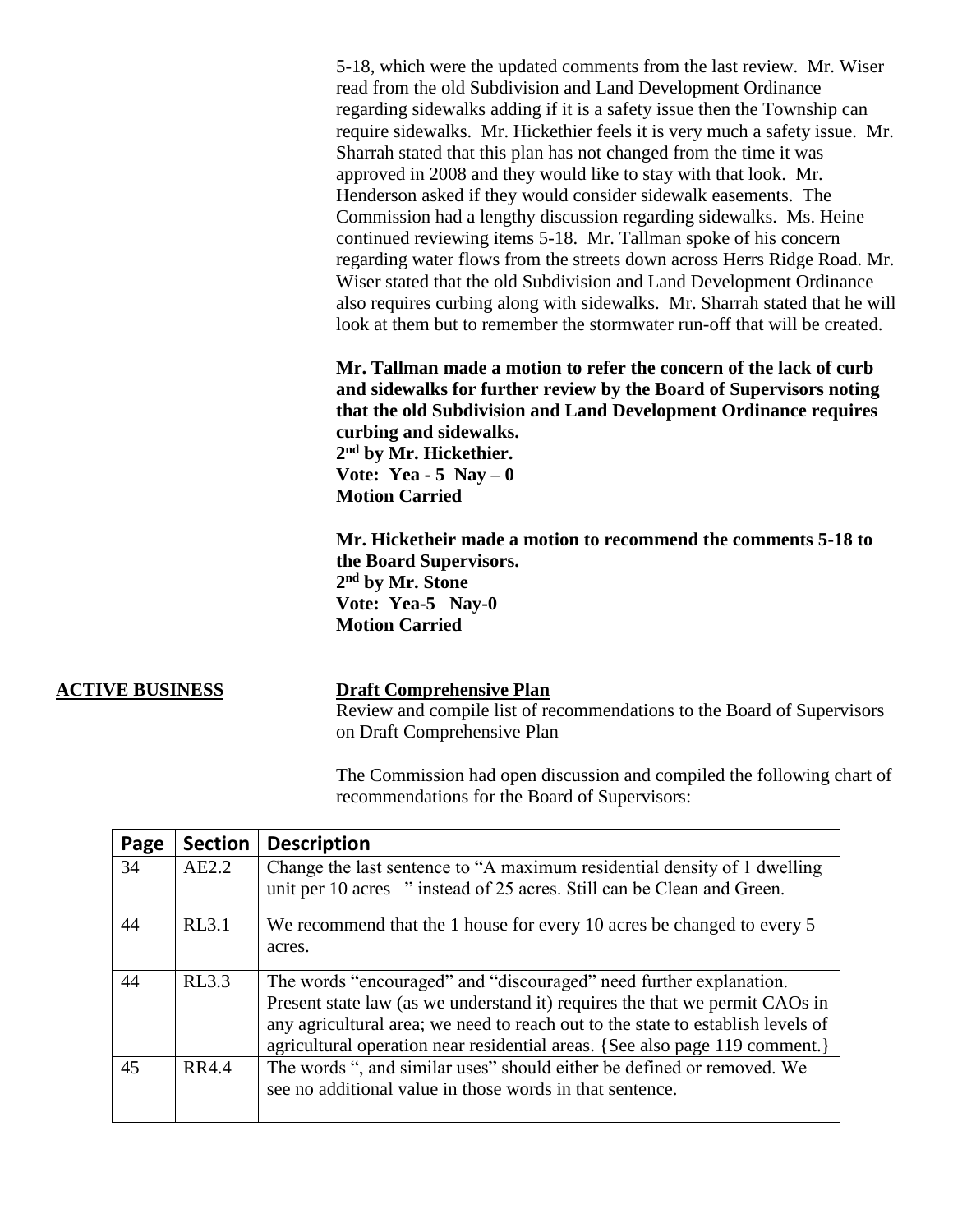5-18, which were the updated comments from the last review. Mr. Wiser read from the old Subdivision and Land Development Ordinance regarding sidewalks adding if it is a safety issue then the Township can require sidewalks. Mr. Hickethier feels it is very much a safety issue. Mr. Sharrah stated that this plan has not changed from the time it was approved in 2008 and they would like to stay with that look. Mr. Henderson asked if they would consider sidewalk easements. The Commission had a lengthy discussion regarding sidewalks. Ms. Heine continued reviewing items 5-18. Mr. Tallman spoke of his concern regarding water flows from the streets down across Herrs Ridge Road. Mr. Wiser stated that the old Subdivision and Land Development Ordinance also requires curbing along with sidewalks. Mr. Sharrah stated that he will look at them but to remember the stormwater run-off that will be created.

**Mr. Tallman made a motion to refer the concern of the lack of curb and sidewalks for further review by the Board of Supervisors noting that the old Subdivision and Land Development Ordinance requires curbing and sidewalks.**
**2nd by Mr. Hickethier.**
**Vote: Yea - 5 Nay – 0**
**Motion Carried**

**Mr. Hicketheir made a motion to recommend the comments 5-18 to the Board Supervisors.**
**2nd by Mr. Stone**
**Vote: Yea-5 Nay-0**
**Motion Carried**

**ACTIVE BUSINESS**

**Draft Comprehensive Plan**

Review and compile list of recommendations to the Board of Supervisors on Draft Comprehensive Plan

The Commission had open discussion and compiled the following chart of recommendations for the Board of Supervisors:

| Page | Section | Description |
|---|---|---|
| 34 | AE2.2 | Change the last sentence to "A maximum residential density of 1 dwelling unit per 10 acres –" instead of 25 acres. Still can be Clean and Green. |
| 44 | RL3.1 | We recommend that the 1 house for every 10 acres be changed to every 5 acres. |
| 44 | RL3.3 | The words "encouraged" and "discouraged" need further explanation. Present state law (as we understand it) requires the that we permit CAOs in any agricultural area; we need to reach out to the state to establish levels of agricultural operation near residential areas. {See also page 119 comment.} |
| 45 | RR4.4 | The words ", and similar uses" should either be defined or removed. We see no additional value in those words in that sentence. |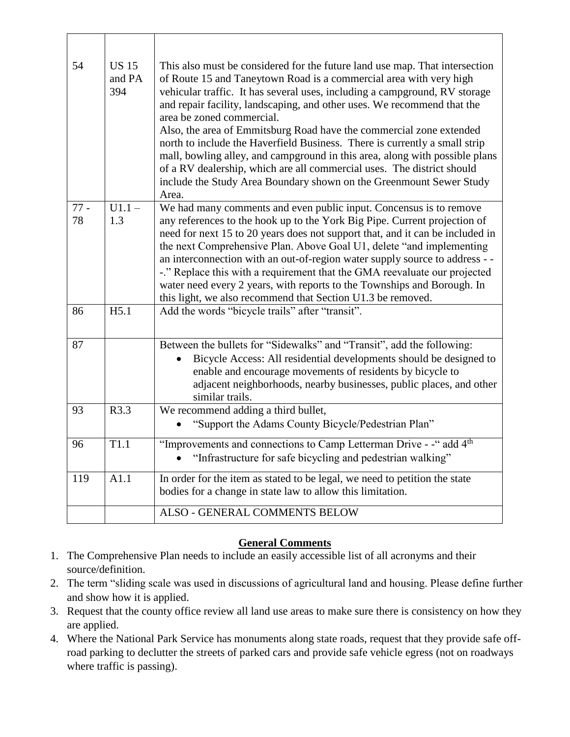| | | |
|---|---|---|
| 54 | US 15 and PA 394 | This also must be considered for the future land use map. That intersection of Route 15 and Taneytown Road is a commercial area with very high vehicular traffic. It has several uses, including a campground, RV storage and repair facility, landscaping, and other uses. We recommend that the area be zoned commercial.<br>Also, the area of Emmitsburg Road have the commercial zone extended north to include the Haverfield Business. There is currently a small strip mall, bowling alley, and campground in this area, along with possible plans of a RV dealership, which are all commercial uses. The district should include the Study Area Boundary shown on the Greenmount Sewer Study Area. |
| 77 - 78 | U1.1 – 1.3 | We had many comments and even public input. Concensus is to remove any references to the hook up to the York Big Pipe. Current projection of need for next 15 to 20 years does not support that, and it can be included in the next Comprehensive Plan. Above Goal U1, delete "and implementing an interconnection with an out-of-region water supply source to address - - -." Replace this with a requirement that the GMA reevaluate our projected water need every 2 years, with reports to the Townships and Borough. In this light, we also recommend that Section U1.3 be removed. |
| 86 | H5.1 | Add the words "bicycle trails" after "transit". |
| 87 | | Between the bullets for "Sidewalks" and "Transit", add the following:<br>• Bicycle Access: All residential developments should be designed to enable and encourage movements of residents by bicycle to adjacent neighborhoods, nearby businesses, public places, and other similar trails. |
| 93 | R3.3 | We recommend adding a third bullet,<br>• "Support the Adams County Bicycle/Pedestrian Plan" |
| 96 | T1.1 | "Improvements and connections to Camp Letterman Drive - -" add 4th<br>• "Infrastructure for safe bicycling and pedestrian walking" |
| 119 | A1.1 | In order for the item as stated to be legal, we need to petition the state bodies for a change in state law to allow this limitation. |
| | | ALSO - GENERAL COMMENTS BELOW |

## General Comments

1. The Comprehensive Plan needs to include an easily accessible list of all acronyms and their source/definition.
2. The term "sliding scale was used in discussions of agricultural land and housing. Please define further and show how it is applied.
3. Request that the county office review all land use areas to make sure there is consistency on how they are applied.
4. Where the National Park Service has monuments along state roads, request that they provide safe off-road parking to declutter the streets of parked cars and provide safe vehicle egress (not on roadways where traffic is passing).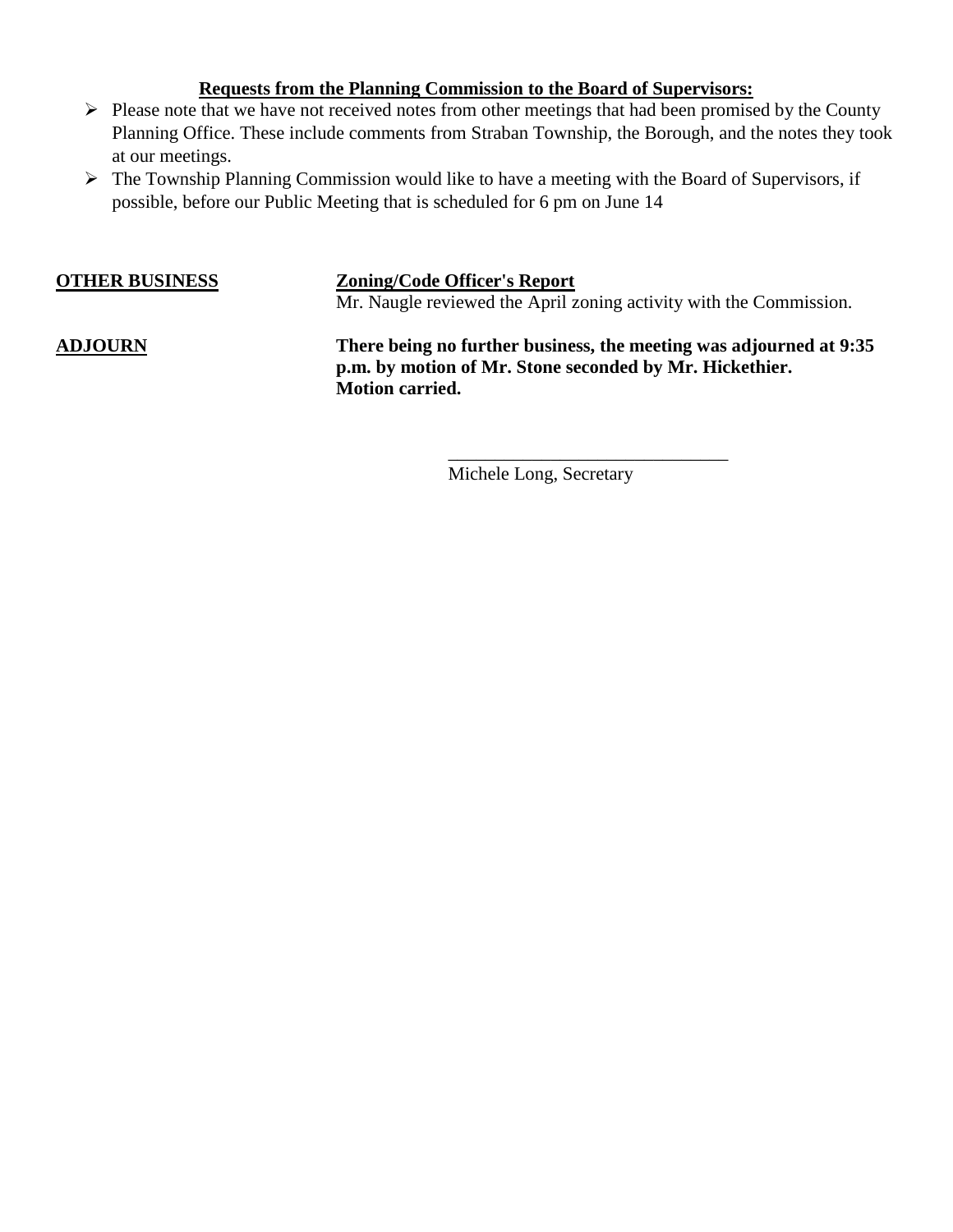**Requests from the Planning Commission to the Board of Supervisors:**

- Please note that we have not received notes from other meetings that had been promised by the County Planning Office. These include comments from Straban Township, the Borough, and the notes they took at our meetings.
- The Township Planning Commission would like to have a meeting with the Board of Supervisors, if possible, before our Public Meeting that is scheduled for 6 pm on June 14

**OTHER BUSINESS**

**Zoning/Code Officer's Report**

Mr. Naugle reviewed the April zoning activity with the Commission.

**ADJOURN**

**There being no further business, the meeting was adjourned at 9:35 p.m. by motion of Mr. Stone seconded by Mr. Hickethier. Motion carried.**

______________________________

Michele Long, Secretary